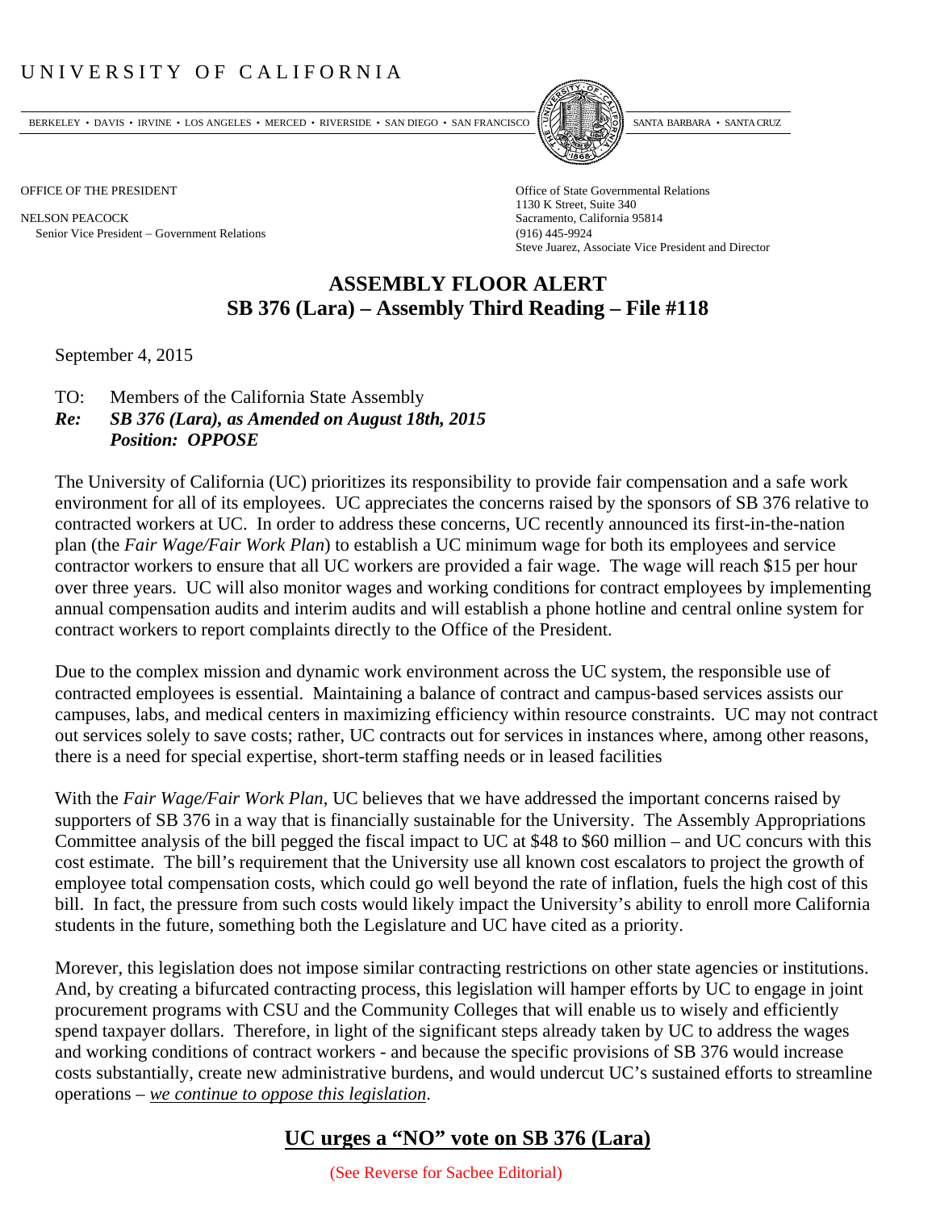UNIVERSITY OF CALIFORNIA

BERKELEY • DAVIS • IRVINE • LOS ANGELES • MERCED • RIVERSIDE • SAN DIEGO • SAN FRANCISCO SANTA BARBARA • SANTA CRUZ

OFFICE OF THE PRESIDENT

NELSON PEACOCK
Senior Vice President – Government Relations

Office of State Governmental Relations
1130 K Street, Suite 340
Sacramento, California 95814
(916) 445-9924
Steve Juarez, Associate Vice President and Director

# ASSEMBLY FLOOR ALERT
# SB 376 (Lara) – Assembly Third Reading – File #118

September 4, 2015

TO: Members of the California State Assembly
***Re: SB 376 (Lara), as Amended on August 18th, 2015***
***Position: OPPOSE***

The University of California (UC) prioritizes its responsibility to provide fair compensation and a safe work environment for all of its employees. UC appreciates the concerns raised by the sponsors of SB 376 relative to contracted workers at UC. In order to address these concerns, UC recently announced its first-in-the-nation plan (the *Fair Wage/Fair Work Plan*) to establish a UC minimum wage for both its employees and service contractor workers to ensure that all UC workers are provided a fair wage. The wage will reach $15 per hour over three years. UC will also monitor wages and working conditions for contract employees by implementing annual compensation audits and interim audits and will establish a phone hotline and central online system for contract workers to report complaints directly to the Office of the President.

Due to the complex mission and dynamic work environment across the UC system, the responsible use of contracted employees is essential. Maintaining a balance of contract and campus-based services assists our campuses, labs, and medical centers in maximizing efficiency within resource constraints. UC may not contract out services solely to save costs; rather, UC contracts out for services in instances where, among other reasons, there is a need for special expertise, short-term staffing needs or in leased facilities

With the *Fair Wage/Fair Work Plan*, UC believes that we have addressed the important concerns raised by supporters of SB 376 in a way that is financially sustainable for the University. The Assembly Appropriations Committee analysis of the bill pegged the fiscal impact to UC at $48 to $60 million – and UC concurs with this cost estimate. The bill's requirement that the University use all known cost escalators to project the growth of employee total compensation costs, which could go well beyond the rate of inflation, fuels the high cost of this bill. In fact, the pressure from such costs would likely impact the University's ability to enroll more California students in the future, something both the Legislature and UC have cited as a priority.

Morever, this legislation does not impose similar contracting restrictions on other state agencies or institutions. And, by creating a bifurcated contracting process, this legislation will hamper efforts by UC to engage in joint procurement programs with CSU and the Community Colleges that will enable us to wisely and efficiently spend taxpayer dollars. Therefore, in light of the significant steps already taken by UC to address the wages and working conditions of contract workers - and because the specific provisions of SB 376 would increase costs substantially, create new administrative burdens, and would undercut UC's sustained efforts to streamline operations – *we continue to oppose this legislation*.

## UC urges a "NO" vote on SB 376 (Lara)

(See Reverse for Sacbee Editorial)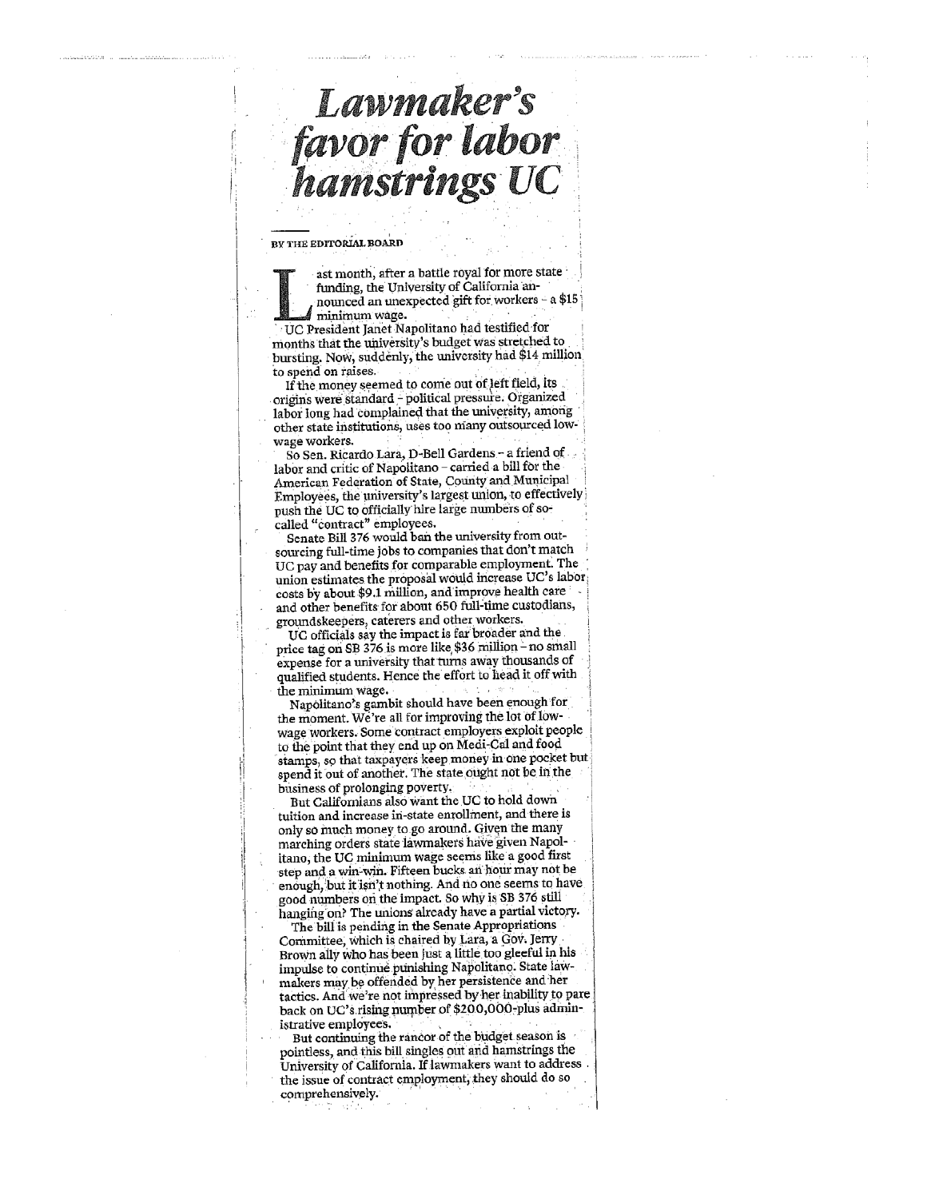# Lawmaker's favor for labor hamstrings UC

BY THE EDITORIAL BOARD

Last month, after a battle royal for more state funding, the University of California announced an unexpected gift for workers – a $15 minimum wage.

UC President Janet Napolitano had testified for months that the university's budget was stretched to bursting. Now, suddenly, the university had $14 million to spend on raises.

If the money seemed to come out of left field, its origins were standard – political pressure. Organized labor long had complained that the university, among other state institutions, uses too many outsourced low-wage workers.

So Sen. Ricardo Lara, D-Bell Gardens – a friend of labor and critic of Napolitano – carried a bill for the American Federation of State, County and Municipal Employees, the university's largest union, to effectively push the UC to officially hire large numbers of so-called "contract" employees.

Senate Bill 376 would ban the university from outsourcing full-time jobs to companies that don't match UC pay and benefits for comparable employment. The union estimates the proposal would increase UC's labor costs by about $9.1 million, and improve health care and other benefits for about 650 full-time custodians, groundskeepers, caterers and other workers.

UC officials say the impact is far broader and the price tag on SB 376 is more like $36 million – no small expense for a university that turns away thousands of qualified students. Hence the effort to head it off with the minimum wage.

Napolitano's gambit should have been enough for the moment. We're all for improving the lot of low-wage workers. Some contract employers exploit people to the point that they end up on Medi-Cal and food stamps, so that taxpayers keep money in one pocket but spend it out of another. The state ought not be in the business of prolonging poverty.

But Californians also want the UC to hold down tuition and increase in-state enrollment, and there is only so much money to go around. Given the many marching orders state lawmakers have given Napolitano, the UC minimum wage seems like a good first step and a win-win. Fifteen bucks an hour may not be enough, but it isn't nothing. And no one seems to have good numbers on the impact. So why is SB 376 still hanging on? The unions already have a partial victory.

The bill is pending in the Senate Appropriations Committee, which is chaired by Lara, a Gov. Jerry Brown ally who has been just a little too gleeful in his impulse to continue punishing Napolitano. State lawmakers may be offended by her persistence and her tactics. And we're not impressed by her inability to pare back on UC's rising number of $200,000-plus administrative employees.

But continuing the rancor of the budget season is pointless, and this bill singles out and hamstrings the University of California. If lawmakers want to address the issue of contract employment, they should do so comprehensively.